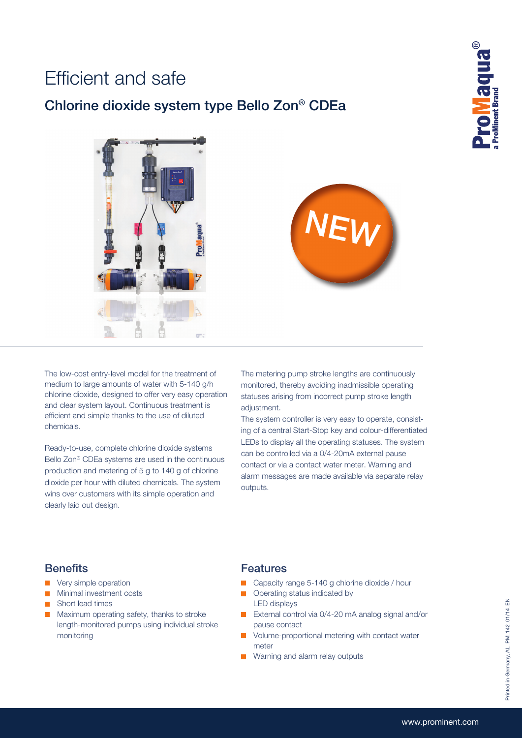# Efficient and safe

## Chlorine dioxide system type Bello Zon® CDEa

The low-cost entry-level model for the treatment of medium to large amounts of water with 5-140 g/h chlorine dioxide, designed to offer very easy operation and clear system layout. Continuous treatment is efficient and simple thanks to the use of diluted chemicals.

Ready-to-use, complete chlorine dioxide systems Bello Zon® CDEa systems are used in the continuous production and metering of 5 g to 140 g of chlorine dioxide per hour with diluted chemicals. The system wins over customers with its simple operation and clearly laid out design.

The metering pump stroke lengths are continuously monitored, thereby avoiding inadmissible operating statuses arising from incorrect pump stroke length adjustment.

The system controller is very easy to operate, consisting of a central Start-Stop key and colour-differentiated LEDs to display all the operating statuses. The system can be controlled via a 0/4-20mA external pause contact or via a contact water meter. Warning and alarm messages are made available via separate relay outputs.

### Benefits

- Very simple operation
- Minimal investment costs
- Short lead times
- Maximum operating safety, thanks to stroke length-monitored pumps using individual stroke monitoring

### Features

- Capacity range 5-140 g chlorine dioxide / hour
- Operating status indicated by LED displays
- External control via 0/4-20 mA analog signal and/or pause contact
- Volume-proportional metering with contact water meter
- Warning and alarm relay outputs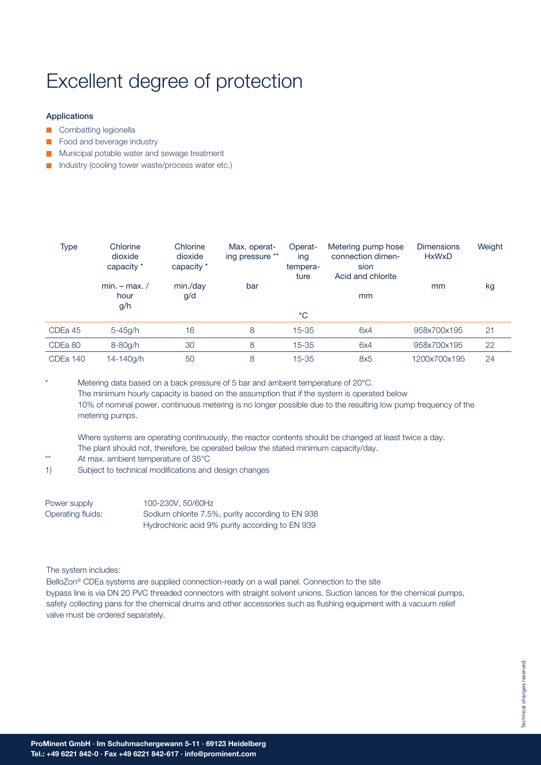# Excellent degree of protection

**Applications**

- Combatting legionella
- Food and beverage industry
- Municipal potable water and sewage treatment
- Industry (cooling tower waste/process water etc.)

| Type | Chlorine dioxide capacity * min. – max. / hour g/h | Chlorine dioxide capacity * min./day g/d | Max. operating pressure ** bar | Operating temperature °C | Metering pump hose connection dimension Acid and chlorite mm | Dimensions HxWxD mm | Weight kg |
|---|---|---|---|---|---|---|---|
| CDEa 45 | 5-45g/h | 16 | 8 | 15-35 | 6x4 | 958x700x195 | 21 |
| CDEa 80 | 8-80g/h | 30 | 8 | 15-35 | 6x4 | 958x700x195 | 22 |
| CDEa 140 | 14-140g/h | 50 | 8 | 15-35 | 8x5 | 1200x700x195 | 24 |

\* Metering data based on a back pressure of 5 bar and ambient temperature of 20°C. The minimum hourly capacity is based on the assumption that if the system is operated below 10% of nominal power, continuous metering is no longer possible due to the resulting low pump frequency of the metering pumps.

Where systems are operating continuously, the reactor contents should be changed at least twice a day. The plant should not, therefore, be operated below the stated minimum capacity/day.

\*\* At max. ambient temperature of 35°C

1) Subject to technical modifications and design changes

| | |
|---|---|
| Power supply | 100-230V, 50/60Hz |
| Operating fluids: | Sodium chlorite 7.5%, purity according to EN 938 |
| | Hydrochloric acid 9% purity according to EN 939 |

The system includes:

BelloZon® CDEa systems are supplied connection-ready on a wall panel. Connection to the site bypass line is via DN 20 PVC threaded connectors with straight solvent unions. Suction lances for the chemical pumps, safety collecting pans for the chemical drums and other accessories such as flushing equipment with a vacuum relief valve must be ordered separately.

Technical changes reserved.

**ProMinent GmbH · Im Schuhmachergewann 5-11 · 69123 Heidelberg**
**Tel.: +49 6221 842-0 · Fax +49 6221 842-617 · info@prominent.com**